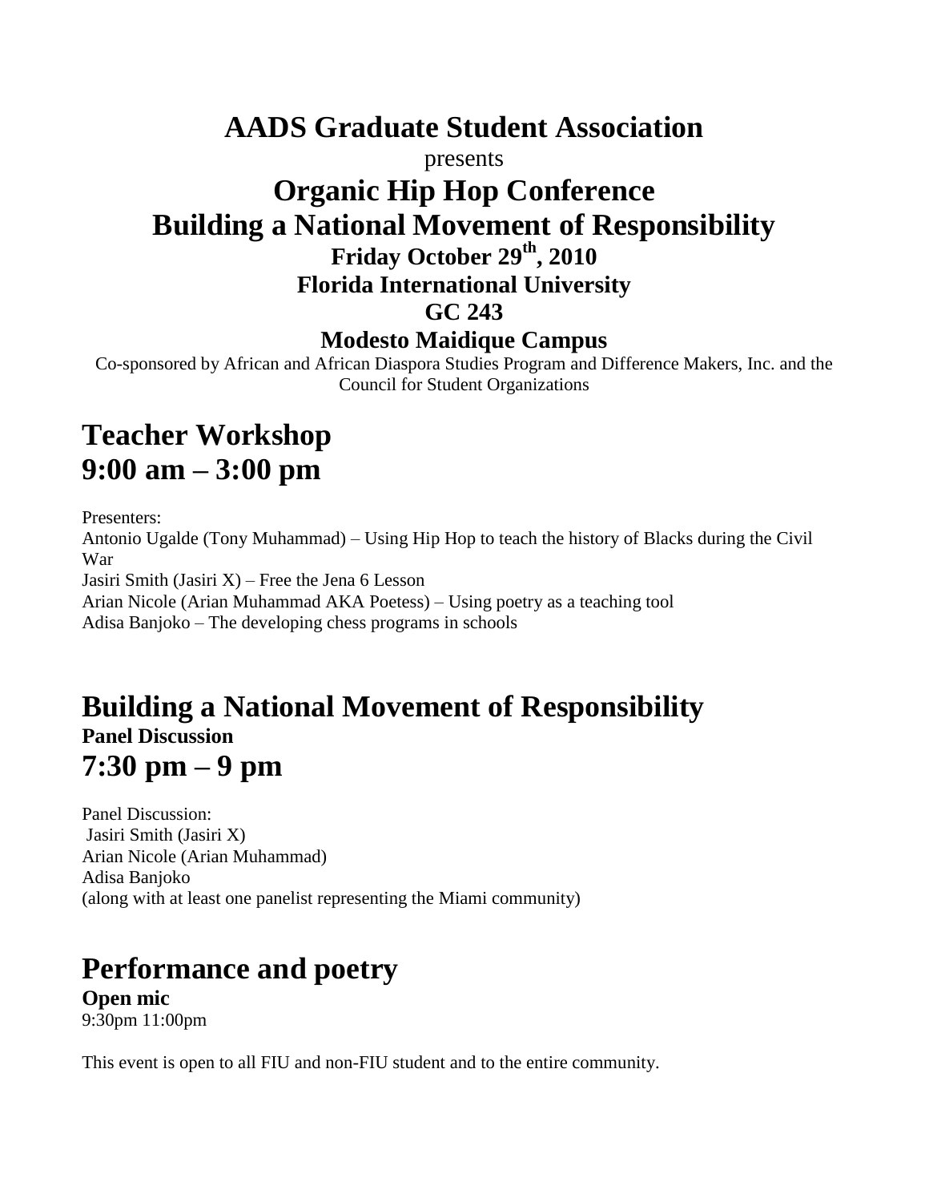# AADS Graduate Student Association

presents

# Organic Hip Hop Conference
# Building a National Movement of Responsibility

**Friday October 29th, 2010**

**Florida International University**

**GC 243**

**Modesto Maidique Campus**

Co-sponsored by African and African Diaspora Studies Program and Difference Makers, Inc. and the Council for Student Organizations

## Teacher Workshop
## 9:00 am – 3:00 pm

Presenters:
Antonio Ugalde (Tony Muhammad) – Using Hip Hop to teach the history of Blacks during the Civil War
Jasiri Smith (Jasiri X) – Free the Jena 6 Lesson
Arian Nicole (Arian Muhammad AKA Poetess) – Using poetry as a teaching tool
Adisa Banjoko – The developing chess programs in schools

## Building a National Movement of Responsibility

**Panel Discussion**

## 7:30 pm – 9 pm

Panel Discussion:
Jasiri Smith (Jasiri X)
Arian Nicole (Arian Muhammad)
Adisa Banjoko
(along with at least one panelist representing the Miami community)

## Performance and poetry

**Open mic**

9:30pm 11:00pm

This event is open to all FIU and non-FIU student and to the entire community.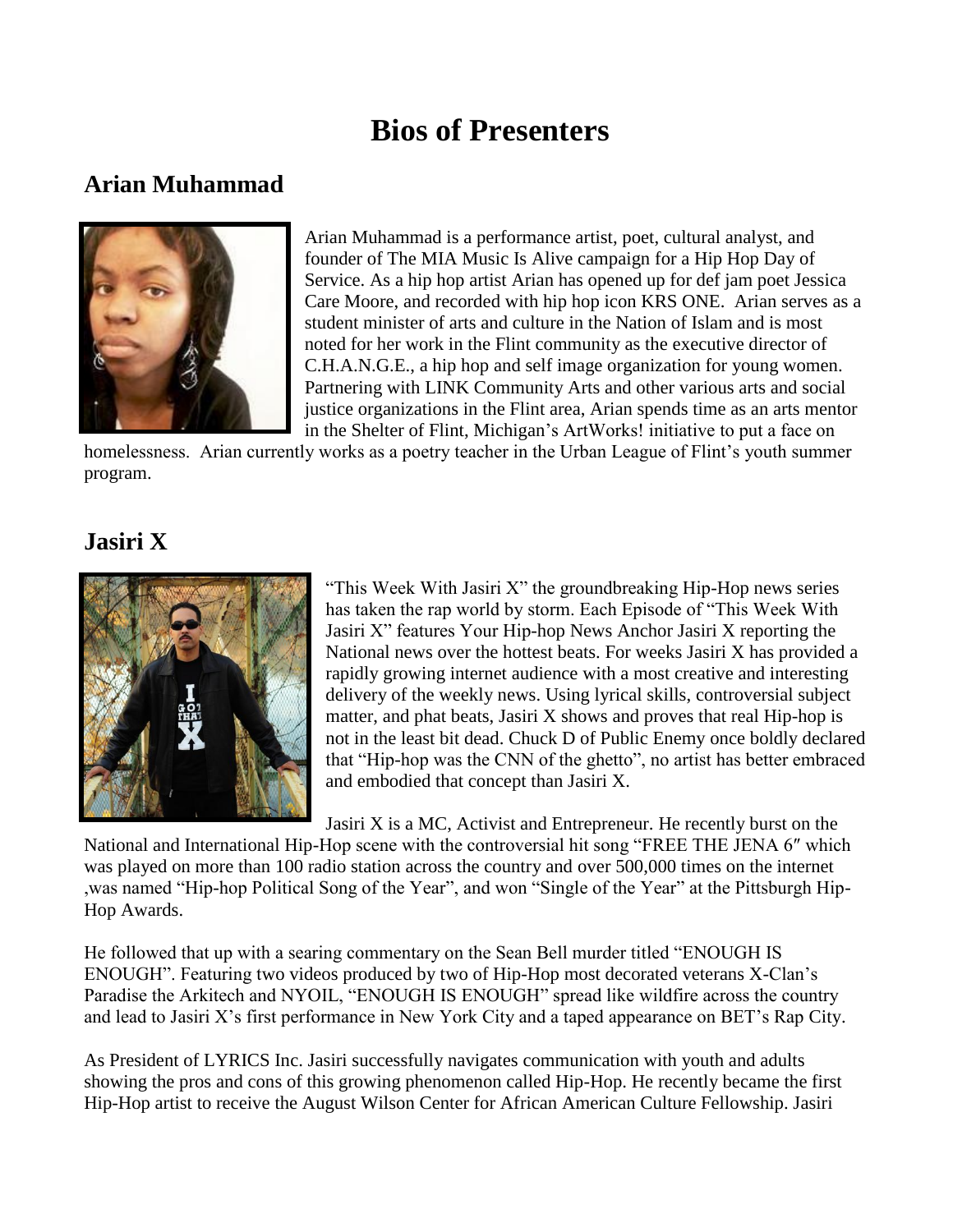# Bios of Presenters

## Arian Muhammad

Arian Muhammad is a performance artist, poet, cultural analyst, and founder of The MIA Music Is Alive campaign for a Hip Hop Day of Service. As a hip hop artist Arian has opened up for def jam poet Jessica Care Moore, and recorded with hip hop icon KRS ONE. Arian serves as a student minister of arts and culture in the Nation of Islam and is most noted for her work in the Flint community as the executive director of C.H.A.N.G.E., a hip hop and self image organization for young women. Partnering with LINK Community Arts and other various arts and social justice organizations in the Flint area, Arian spends time as an arts mentor in the Shelter of Flint, Michigan's ArtWorks! initiative to put a face on homelessness. Arian currently works as a poetry teacher in the Urban League of Flint's youth summer program.

## Jasiri X

"This Week With Jasiri X" the groundbreaking Hip-Hop news series has taken the rap world by storm. Each Episode of "This Week With Jasiri X" features Your Hip-hop News Anchor Jasiri X reporting the National news over the hottest beats. For weeks Jasiri X has provided a rapidly growing internet audience with a most creative and interesting delivery of the weekly news. Using lyrical skills, controversial subject matter, and phat beats, Jasiri X shows and proves that real Hip-hop is not in the least bit dead. Chuck D of Public Enemy once boldly declared that "Hip-hop was the CNN of the ghetto", no artist has better embraced and embodied that concept than Jasiri X.

Jasiri X is a MC, Activist and Entrepreneur. He recently burst on the National and International Hip-Hop scene with the controversial hit song "FREE THE JENA 6″ which was played on more than 100 radio station across the country and over 500,000 times on the internet ,was named "Hip-hop Political Song of the Year", and won "Single of the Year" at the Pittsburgh Hip-Hop Awards.

He followed that up with a searing commentary on the Sean Bell murder titled "ENOUGH IS ENOUGH". Featuring two videos produced by two of Hip-Hop most decorated veterans X-Clan's Paradise the Arkitech and NYOIL, "ENOUGH IS ENOUGH" spread like wildfire across the country and lead to Jasiri X's first performance in New York City and a taped appearance on BET's Rap City.

As President of LYRICS Inc. Jasiri successfully navigates communication with youth and adults showing the pros and cons of this growing phenomenon called Hip-Hop. He recently became the first Hip-Hop artist to receive the August Wilson Center for African American Culture Fellowship. Jasiri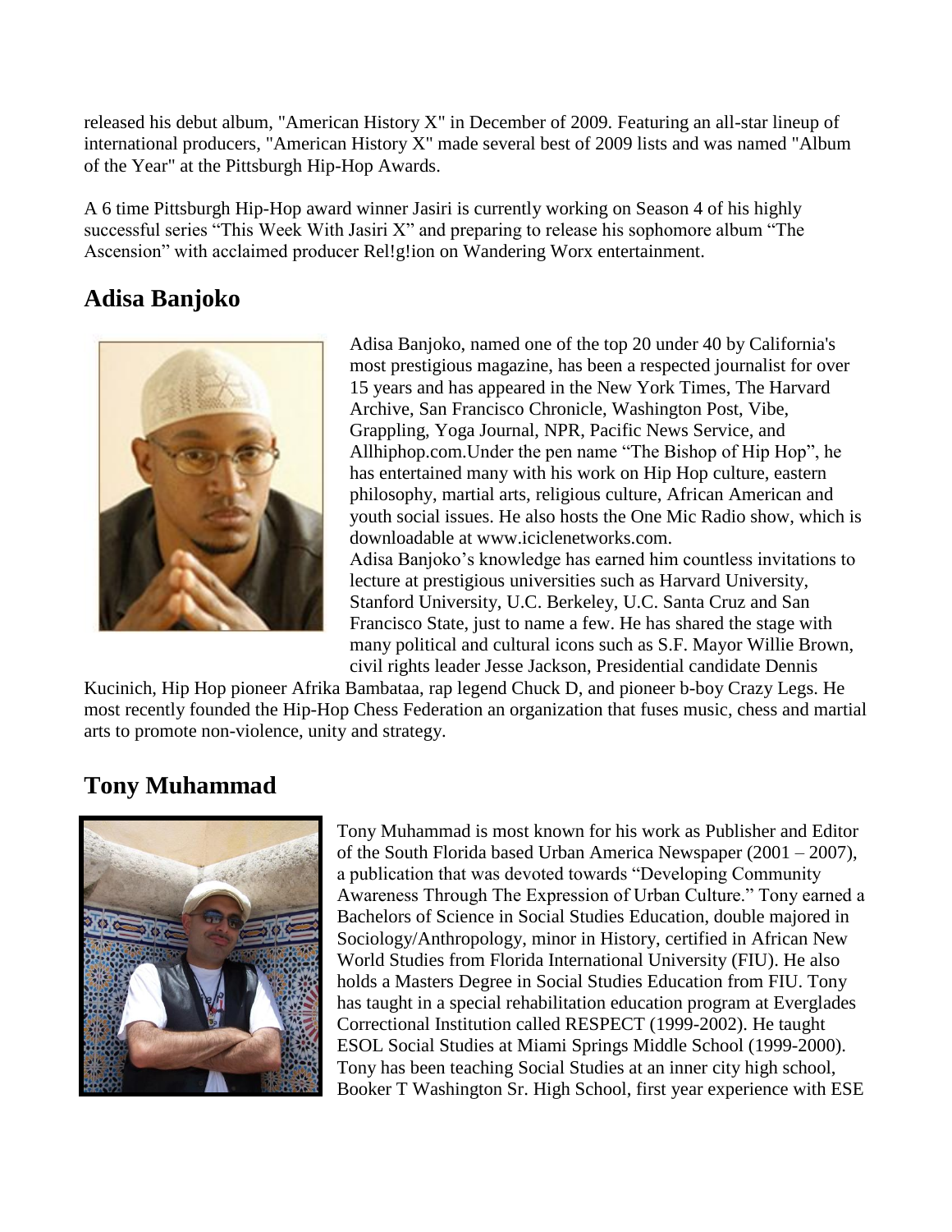released his debut album, "American History X" in December of 2009. Featuring an all-star lineup of international producers, "American History X" made several best of 2009 lists and was named "Album of the Year" at the Pittsburgh Hip-Hop Awards.

A 6 time Pittsburgh Hip-Hop award winner Jasiri is currently working on Season 4 of his highly successful series "This Week With Jasiri X" and preparing to release his sophomore album "The Ascension" with acclaimed producer Rel!g!ion on Wandering Worx entertainment.

## Adisa Banjoko

Adisa Banjoko, named one of the top 20 under 40 by California's most prestigious magazine, has been a respected journalist for over 15 years and has appeared in the New York Times, The Harvard Archive, San Francisco Chronicle, Washington Post, Vibe, Grappling, Yoga Journal, NPR, Pacific News Service, and Allhiphop.com.Under the pen name "The Bishop of Hip Hop", he has entertained many with his work on Hip Hop culture, eastern philosophy, martial arts, religious culture, African American and youth social issues. He also hosts the One Mic Radio show, which is downloadable at www.iciclenetworks.com.
Adisa Banjoko's knowledge has earned him countless invitations to lecture at prestigious universities such as Harvard University, Stanford University, U.C. Berkeley, U.C. Santa Cruz and San Francisco State, just to name a few. He has shared the stage with many political and cultural icons such as S.F. Mayor Willie Brown, civil rights leader Jesse Jackson, Presidential candidate Dennis Kucinich, Hip Hop pioneer Afrika Bambataa, rap legend Chuck D, and pioneer b-boy Crazy Legs. He most recently founded the Hip-Hop Chess Federation an organization that fuses music, chess and martial arts to promote non-violence, unity and strategy.

## Tony Muhammad

Tony Muhammad is most known for his work as Publisher and Editor of the South Florida based Urban America Newspaper (2001 – 2007), a publication that was devoted towards "Developing Community Awareness Through The Expression of Urban Culture." Tony earned a Bachelors of Science in Social Studies Education, double majored in Sociology/Anthropology, minor in History, certified in African New World Studies from Florida International University (FIU). He also holds a Masters Degree in Social Studies Education from FIU. Tony has taught in a special rehabilitation education program at Everglades Correctional Institution called RESPECT (1999-2002). He taught ESOL Social Studies at Miami Springs Middle School (1999-2000). Tony has been teaching Social Studies at an inner city high school, Booker T Washington Sr. High School, first year experience with ESE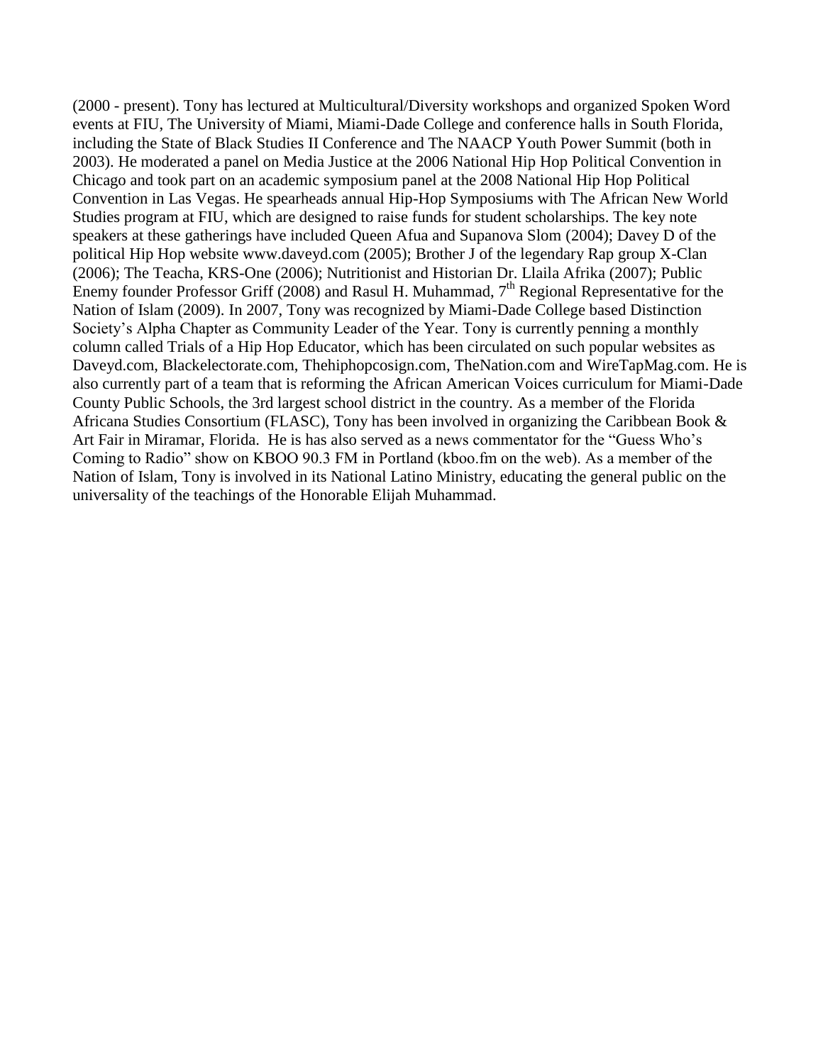(2000 - present). Tony has lectured at Multicultural/Diversity workshops and organized Spoken Word events at FIU, The University of Miami, Miami-Dade College and conference halls in South Florida, including the State of Black Studies II Conference and The NAACP Youth Power Summit (both in 2003). He moderated a panel on Media Justice at the 2006 National Hip Hop Political Convention in Chicago and took part on an academic symposium panel at the 2008 National Hip Hop Political Convention in Las Vegas. He spearheads annual Hip-Hop Symposiums with The African New World Studies program at FIU, which are designed to raise funds for student scholarships. The key note speakers at these gatherings have included Queen Afua and Supanova Slom (2004); Davey D of the political Hip Hop website www.daveyd.com (2005); Brother J of the legendary Rap group X-Clan (2006); The Teacha, KRS-One (2006); Nutritionist and Historian Dr. Llaila Afrika (2007); Public Enemy founder Professor Griff (2008) and Rasul H. Muhammad, 7th Regional Representative for the Nation of Islam (2009). In 2007, Tony was recognized by Miami-Dade College based Distinction Society's Alpha Chapter as Community Leader of the Year. Tony is currently penning a monthly column called Trials of a Hip Hop Educator, which has been circulated on such popular websites as Daveyd.com, Blackelectorate.com, Thehiphopcosign.com, TheNation.com and WireTapMag.com. He is also currently part of a team that is reforming the African American Voices curriculum for Miami-Dade County Public Schools, the 3rd largest school district in the country. As a member of the Florida Africana Studies Consortium (FLASC), Tony has been involved in organizing the Caribbean Book & Art Fair in Miramar, Florida. He is has also served as a news commentator for the "Guess Who's Coming to Radio" show on KBOO 90.3 FM in Portland (kboo.fm on the web). As a member of the Nation of Islam, Tony is involved in its National Latino Ministry, educating the general public on the universality of the teachings of the Honorable Elijah Muhammad.